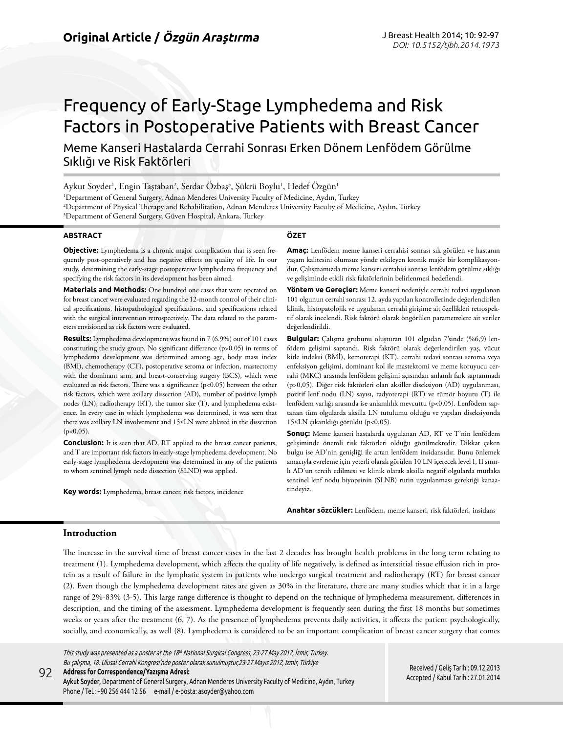Original Article / *Özgün Araştırma*

DOI: 10.5152/tjbh.2014.1973

# Frequency of Early-Stage Lymphedema and Risk Factors in Postoperative Patients with Breast Cancer

## Meme Kanseri Hastalarda Cerrahi Sonrası Erken Dönem Lenfödem Görülme Sıklığı ve Risk Faktörleri

Aykut Soyder[1], Engin Taştaban[2], Serdar Özbaş[3], Şükrü Boylu[1], Hedef Özgün[1]

[1]Department of General Surgery, Adnan Menderes University Faculty of Medicine, Aydın, Turkey
[2]Department of Physical Therapy and Rehabilitation, Adnan Menderes University Faculty of Medicine, Aydın, Turkey
[3]Department of General Surgery, Güven Hospital, Ankara, Turkey

### ABSTRACT

**Objective:** Lymphedema is a chronic major complication that is seen frequently post-operatively and has negative effects on quality of life. In our study, determining the early-stage postoperative lymphedema frequency and specifying the risk factors in its development has been aimed.

**Materials and Methods:** One hundred one cases that were operated on for breast cancer were evaluated regarding the 12-month control of their clinical specifications, histopathological specifications, and specifications related with the surgical intervention retrospectively. The data related to the parameters envisioned as risk factors were evaluated.

**Results:** Lymphedema development was found in 7 (6.9%) out of 101 cases constituting the study group. No significant difference ($p>0.05$) in terms of lymphedema development was determined among age, body mass index (BMI), chemotherapy (CT), postoperative seroma or infection, mastectomy with the dominant arm, and breast-conserving surgery (BCS), which were evaluated as risk factors. There was a significance ($p<0.05$) between the other risk factors, which were axillary dissection (AD), number of positive lymph nodes (LN), radiotherapy (RT), the tumor size (T), and lymphedema existence. In every case in which lymphedema was determined, it was seen that there was axillary LN involvement and 15≤LN were ablated in the dissection ($p<0.05$).

**Conclusion:** It is seen that AD, RT applied to the breast cancer patients, and T are important risk factors in early-stage lymphedema development. No early-stage lymphedema development was determined in any of the patients to whom sentinel lymph node dissection (SLND) was applied.

**Key words:** Lymphedema, breast cancer, risk factors, incidence

### ÖZET

**Amaç:** Lenfödem meme kanseri cerrahisi sonrası sık görülen ve hastanın yaşam kalitesini olumsuz yönde etkileyen kronik majör bir komplikasyondur. Çalışmamızda meme kanseri cerrahisi sonrası lenfödem görülme sıklığı ve gelişiminde etkili risk faktörlerinin belirlenmesi hedeflendi.

**Yöntem ve Gereçler:** Meme kanseri nedeniyle cerrahi tedavi uygulanan 101 olgunun cerrahi sonrası 12. ayda yapılan kontrollerinde değerlendirilen klinik, histopatolojik ve uygulanan cerrahi girişime ait özellikleri retrospektif olarak incelendi. Risk faktörü olarak öngörülen parametrelere ait veriler değerlendirildi.

**Bulgular:** Çalışma grubunu oluşturan 101 olgudan 7'sinde (%6,9) lenfödem gelişimi saptandı. Risk faktörü olarak değerlendirilen yaş, vücut kitle indeksi (BMİ), kemoterapi (KT), cerrahi tedavi sonrası seroma veya enfeksiyon gelişimi, dominant kol ile mastektomi ve meme koruyucu cerrahi (MKC) arasında lenfödem gelişimi açısından anlamlı fark saptanmadı ($p>0,05$). Diğer risk faktörleri olan aksiller diseksiyon (AD) uygulanması, pozitif lenf nodu (LN) sayısı, radyoterapi (RT) ve tümör boyutu (T) ile lenfödem varlığı arasında ise anlamlılık mevcuttu ($p<0,05$). Lenfödem saptanan tüm olgularda aksilla LN tutulumu olduğu ve yapılan diseksiyonda 15≤LN çıkarıldığı görüldü ($p<0,05$).

**Sonuç:** Meme kanseri hastalarda uygulanan AD, RT ve T'nin lenfödem gelişiminde önemli risk faktörleri olduğu görülmektedir. Dikkat çeken bulgu ise AD'nin genişliği ile artan lenfödem insidansıdır. Bunu önlemek amacıyla evreleme için yeterli olarak görülen 10 LN içerecek level I, II sınırlı AD'un tercih edilmesi ve klinik olarak aksilla negatif olgularda mutlaka sentinel lenf nodu biyopsinin (SLNB) rutin uygulanması gerektiği kanaatindeyiz.

**Anahtar sözcükler:** Lenfödem, meme kanseri, risk faktörleri, insidans

## Introduction

The increase in the survival time of breast cancer cases in the last 2 decades has brought health problems in the long term relating to treatment (1). Lymphedema development, which affects the quality of life negatively, is defined as interstitial tissue effusion rich in protein as a result of failure in the lymphatic system in patients who undergo surgical treatment and radiotherapy (RT) for breast cancer (2). Even though the lymphedema development rates are given as 30% in the literature, there are many studies which that it in a large range of 2%-83% (3-5). This large range difference is thought to depend on the technique of lymphedema measurement, differences in description, and the timing of the assessment. Lymphedema development is frequently seen during the first 18 months but sometimes weeks or years after the treatment (6, 7). As the presence of lymphedema prevents daily activities, it affects the patient psychologically, socially, and economically, as well (8). Lymphedema is considered to be an important complication of breast cancer surgery that comes

*This study was presented as a poster at the 18th National Surgical Congress, 23-27 May 2012, İzmir, Turkey.*
*Bu çalışma, 18. Ulusal Cerrahi Kongresi'nde poster olarak sunulmuştur,23-27 Mayıs 2012, İzmir, Türkiye*

**Address for Correspondence/Yazışma Adresi:**
**Aykut Soyder,** Department of General Surgery, Adnan Menderes University Faculty of Medicine, Aydın, Turkey
Phone / Tel.: +90 256 444 12 56 e-mail / e-posta: asoyder@yahoo.com

Received / Geliş Tarihi: 09.12.2013
Accepted / Kabul Tarihi: 27.01.2014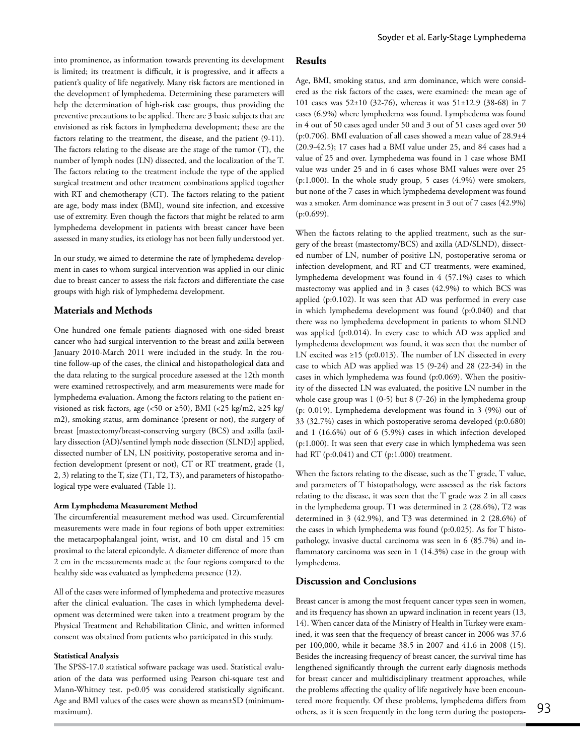into prominence, as information towards preventing its development is limited; its treatment is difficult, it is progressive, and it affects a patient's quality of life negatively. Many risk factors are mentioned in the development of lymphedema. Determining these parameters will help the determination of high-risk case groups, thus providing the preventive precautions to be applied. There are 3 basic subjects that are envisioned as risk factors in lymphedema development; these are the factors relating to the treatment, the disease, and the patient (9-11). The factors relating to the disease are the stage of the tumor (T), the number of lymph nodes (LN) dissected, and the localization of the T. The factors relating to the treatment include the type of the applied surgical treatment and other treatment combinations applied together with RT and chemotherapy (CT). The factors relating to the patient are age, body mass index (BMI), wound site infection, and excessive use of extremity. Even though the factors that might be related to arm lymphedema development in patients with breast cancer have been assessed in many studies, its etiology has not been fully understood yet.

In our study, we aimed to determine the rate of lymphedema development in cases to whom surgical intervention was applied in our clinic due to breast cancer to assess the risk factors and differentiate the case groups with high risk of lymphedema development.

## Materials and Methods

One hundred one female patients diagnosed with one-sided breast cancer who had surgical intervention to the breast and axilla between January 2010-March 2011 were included in the study. In the routine follow-up of the cases, the clinical and histopathological data and the data relating to the surgical procedure assessed at the 12th month were examined retrospectively, and arm measurements were made for lymphedema evaluation. Among the factors relating to the patient envisioned as risk factors, age (<50 or ≥50), BMI (<25 kg/m2, ≥25 kg/m2), smoking status, arm dominance (present or not), the surgery of breast [mastectomy/breast-conserving surgery (BCS) and axilla (axillary dissection (AD)/sentinel lymph node dissection (SLND)] applied, dissected number of LN, LN positivity, postoperative seroma and infection development (present or not), CT or RT treatment, grade (1, 2, 3) relating to the T, size (T1, T2, T3), and parameters of histopathological type were evaluated (Table 1).

#### Arm Lymphedema Measurement Method

The circumferential measurement method was used. Circumferential measurements were made in four regions of both upper extremities: the metacarpophalangeal joint, wrist, and 10 cm distal and 15 cm proximal to the lateral epicondyle. A diameter difference of more than 2 cm in the measurements made at the four regions compared to the healthy side was evaluated as lymphedema presence (12).

All of the cases were informed of lymphedema and protective measures after the clinical evaluation. The cases in which lymphedema development was determined were taken into a treatment program by the Physical Treatment and Rehabilitation Clinic, and written informed consent was obtained from patients who participated in this study.

#### Statistical Analysis

The SPSS-17.0 statistical software package was used. Statistical evaluation of the data was performed using Pearson chi-square test and Mann-Whitney test. p<0.05 was considered statistically significant. Age and BMI values of the cases were shown as mean±SD (minimum-maximum).

## Results

Age, BMI, smoking status, and arm dominance, which were considered as the risk factors of the cases, were examined: the mean age of 101 cases was 52±10 (32-76), whereas it was 51±12.9 (38-68) in 7 cases (6.9%) where lymphedema was found. Lymphedema was found in 4 out of 50 cases aged under 50 and 3 out of 51 cases aged over 50 (p:0.706). BMI evaluation of all cases showed a mean value of 28.9±4 (20.9-42.5); 17 cases had a BMI value under 25, and 84 cases had a value of 25 and over. Lymphedema was found in 1 case whose BMI value was under 25 and in 6 cases whose BMI values were over 25 (p:1.000). In the whole study group, 5 cases (4.9%) were smokers, but none of the 7 cases in which lymphedema development was found was a smoker. Arm dominance was present in 3 out of 7 cases (42.9%) (p:0.699).

When the factors relating to the applied treatment, such as the surgery of the breast (mastectomy/BCS) and axilla (AD/SLND), dissected number of LN, number of positive LN, postoperative seroma or infection development, and RT and CT treatments, were examined, lymphedema development was found in 4 (57.1%) cases to which mastectomy was applied and in 3 cases (42.9%) to which BCS was applied (p:0.102). It was seen that AD was performed in every case in which lymphedema development was found (p:0.040) and that there was no lymphedema development in patients to whom SLND was applied (p:0.014). In every case to which AD was applied and lymphedema development was found, it was seen that the number of LN excited was ≥15 (p:0.013). The number of LN dissected in every case to which AD was applied was 15 (9-24) and 28 (22-34) in the cases in which lymphedema was found (p:0.069). When the positivity of the dissected LN was evaluated, the positive LN number in the whole case group was 1 (0-5) but 8 (7-26) in the lymphedema group (p: 0.019). Lymphedema development was found in 3 (9%) out of 33 (32.7%) cases in which postoperative seroma developed (p:0.680) and 1 (16.6%) out of 6 (5.9%) cases in which infection developed (p:1.000). It was seen that every case in which lymphedema was seen had RT (p:0.041) and CT (p:1.000) treatment.

When the factors relating to the disease, such as the T grade, T value, and parameters of T histopathology, were assessed as the risk factors relating to the disease, it was seen that the T grade was 2 in all cases in the lymphedema group. T1 was determined in 2 (28.6%), T2 was determined in 3 (42.9%), and T3 was determined in 2 (28.6%) of the cases in which lymphedema was found (p:0.025). As for T histopathology, invasive ductal carcinoma was seen in 6 (85.7%) and inflammatory carcinoma was seen in 1 (14.3%) case in the group with lymphedema.

## Discussion and Conclusions

Breast cancer is among the most frequent cancer types seen in women, and its frequency has shown an upward inclination in recent years (13, 14). When cancer data of the Ministry of Health in Turkey were examined, it was seen that the frequency of breast cancer in 2006 was 37.6 per 100,000, while it became 38.5 in 2007 and 41.6 in 2008 (15). Besides the increasing frequency of breast cancer, the survival time has lengthened significantly through the current early diagnosis methods for breast cancer and multidisciplinary treatment approaches, while the problems affecting the quality of life negatively have been encountered more frequently. Of these problems, lymphedema differs from others, as it is seen frequently in the long term during the postopera-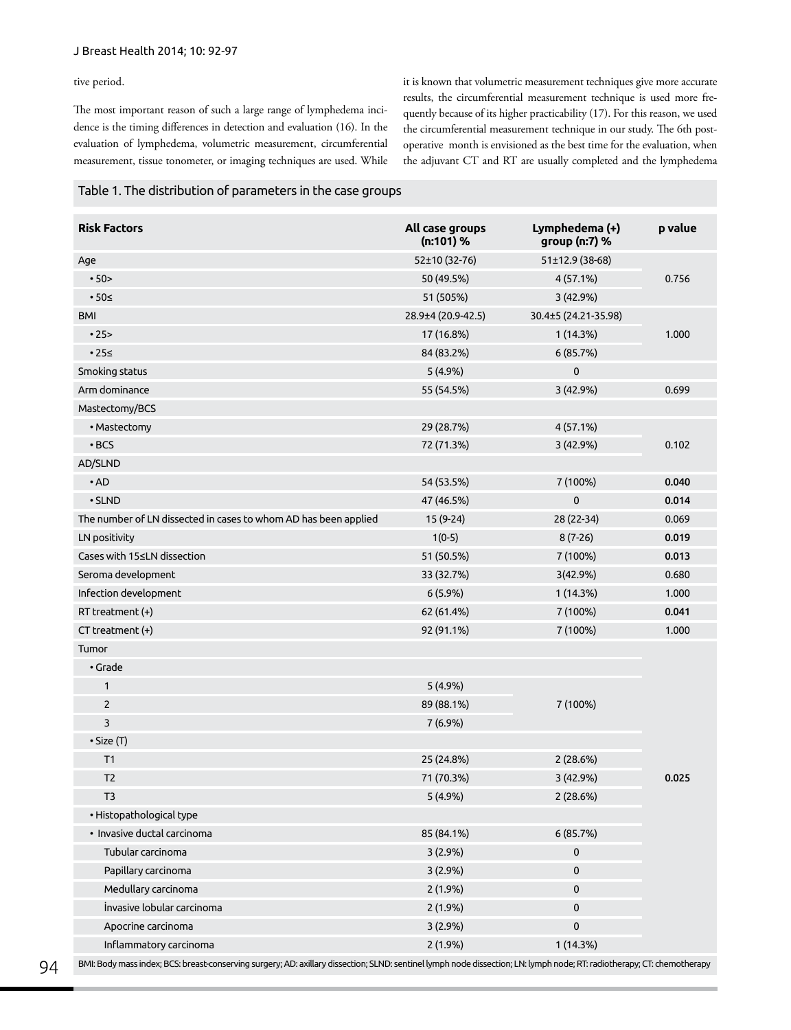tive period.

The most important reason of such a large range of lymphedema incidence is the timing differences in detection and evaluation (16). In the evaluation of lymphedema, volumetric measurement, circumferential measurement, tissue tonometer, or imaging techniques are used. While it is known that volumetric measurement techniques give more accurate results, the circumferential measurement technique is used more frequently because of its higher practicability (17). For this reason, we used the circumferential measurement technique in our study. The 6th postoperative month is envisioned as the best time for the evaluation, when the adjuvant CT and RT are usually completed and the lymphedema

Table 1. The distribution of parameters in the case groups

| Risk Factors | All case groups (n:101) % | Lymphedema (+) group (n:7) % | p value |
|---|---|---|---|
| Age | 52±10 (32-76) | 51±12.9 (38-68) | |
| • 50> | 50 (49.5%) | 4 (57.1%) | 0.756 |
| • 50≤ | 51 (505%) | 3 (42.9%) | |
| BMI | 28.9±4 (20.9-42.5) | 30.4±5 (24.21-35.98) | |
| • 25> | 17 (16.8%) | 1 (14.3%) | 1.000 |
| • 25≤ | 84 (83.2%) | 6 (85.7%) | |
| Smoking status | 5 (4.9%) | 0 | |
| Arm dominance | 55 (54.5%) | 3 (42.9%) | 0.699 |
| Mastectomy/BCS | | | |
| • Mastectomy | 29 (28.7%) | 4 (57.1%) | |
| • BCS | 72 (71.3%) | 3 (42.9%) | 0.102 |
| AD/SLND | | | |
| • AD | 54 (53.5%) | 7 (100%) | **0.040** |
| • SLND | 47 (46.5%) | 0 | **0.014** |
| The number of LN dissected in cases to whom AD has been applied | 15 (9-24) | 28 (22-34) | 0.069 |
| LN positivity | 1(0-5) | 8 (7-26) | **0.019** |
| Cases with 15≤LN dissection | 51 (50.5%) | 7 (100%) | **0.013** |
| Seroma development | 33 (32.7%) | 3(42.9%) | 0.680 |
| Infection development | 6 (5.9%) | 1 (14.3%) | 1.000 |
| RT treatment (+) | 62 (61.4%) | 7 (100%) | **0.041** |
| CT treatment (+) | 92 (91.1%) | 7 (100%) | 1.000 |
| Tumor | | | |
| • Grade | | | |
| 1 | 5 (4.9%) | | |
| 2 | 89 (88.1%) | 7 (100%) | |
| 3 | 7 (6.9%) | | |
| • Size (T) | | | |
| T1 | 25 (24.8%) | 2 (28.6%) | |
| T2 | 71 (70.3%) | 3 (42.9%) | **0.025** |
| T3 | 5 (4.9%) | 2 (28.6%) | |
| • Histopathological type | | | |
| • Invasive ductal carcinoma | 85 (84.1%) | 6 (85.7%) | |
| Tubular carcinoma | 3 (2.9%) | 0 | |
| Papillary carcinoma | 3 (2.9%) | 0 | |
| Medullary carcinoma | 2 (1.9%) | 0 | |
| İnvasive lobular carcinoma | 2 (1.9%) | 0 | |
| Apocrine carcinoma | 3 (2.9%) | 0 | |
| Inflammatory carcinoma | 2 (1.9%) | 1 (14.3%) | |

BMI: Body mass index; BCS: breast-conserving surgery; AD: axillary dissection; SLND: sentinel lymph node dissection; LN: lymph node; RT: radiotherapy; CT: chemotherapy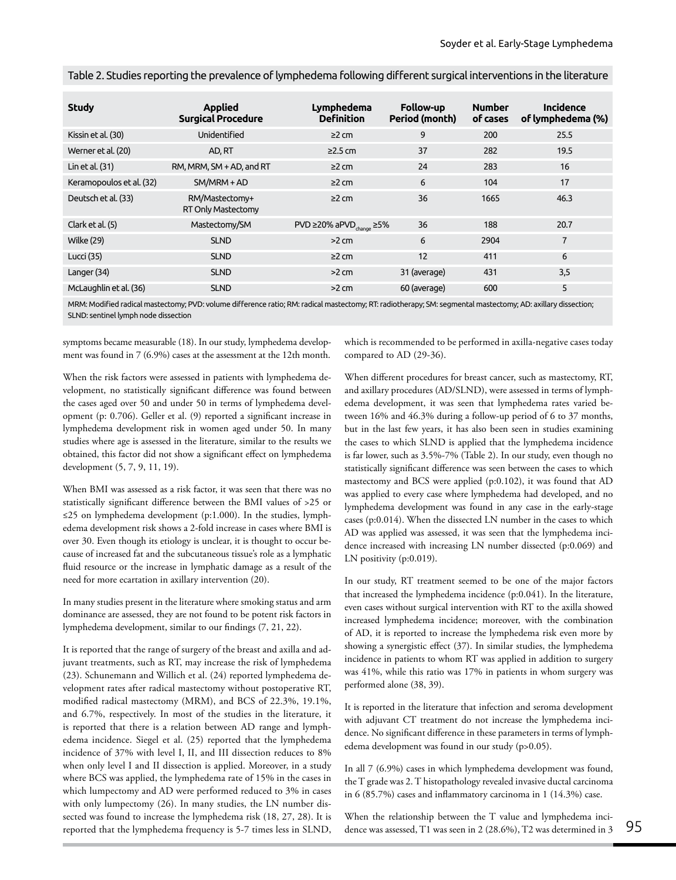Table 2. Studies reporting the prevalence of lymphedema following different surgical interventions in the literature

| Study | Applied Surgical Procedure | Lymphedema Definition | Follow-up Period (month) | Number of cases | Incidence of lymphedema (%) |
|---|---|---|---|---|---|
| Kissin et al. (30) | Unidentified | ≥2 cm | 9 | 200 | 25.5 |
| Werner et al. (20) | AD, RT | ≥2.5 cm | 37 | 282 | 19.5 |
| Lin et al. (31) | RM, MRM, SM + AD, and RT | ≥2 cm | 24 | 283 | 16 |
| Keramopoulos et al. (32) | SM/MRM + AD | ≥2 cm | 6 | 104 | 17 |
| Deutsch et al. (33) | RM/Mastectomy+ RT Only Mastectomy | ≥2 cm | 36 | 1665 | 46.3 |
| Clark et al. (5) | Mastectomy/SM | PVD ≥20% $aPVD_{change}$ ≥5% | 36 | 188 | 20.7 |
| Wilke (29) | SLND | >2 cm | 6 | 2904 | 7 |
| Lucci (35) | SLND | ≥2 cm | 12 | 411 | 6 |
| Langer (34) | SLND | >2 cm | 31 (average) | 431 | 3,5 |
| McLaughlin et al. (36) | SLND | >2 cm | 60 (average) | 600 | 5 |

MRM: Modified radical mastectomy; PVD: volume difference ratio; RM: radical mastectomy; RT: radiotherapy; SM: segmental mastectomy; AD: axillary dissection; SLND: sentinel lymph node dissection

symptoms became measurable (18). In our study, lymphedema development was found in 7 (6.9%) cases at the assessment at the 12th month.

When the risk factors were assessed in patients with lymphedema development, no statistically significant difference was found between the cases aged over 50 and under 50 in terms of lymphedema development (p: 0.706). Geller et al. (9) reported a significant increase in lymphedema development risk in women aged under 50. In many studies where age is assessed in the literature, similar to the results we obtained, this factor did not show a significant effect on lymphedema development (5, 7, 9, 11, 19).

When BMI was assessed as a risk factor, it was seen that there was no statistically significant difference between the BMI values of >25 or ≤25 on lymphedema development (p:1.000). In the studies, lymphedema development risk shows a 2-fold increase in cases where BMI is over 30. Even though its etiology is unclear, it is thought to occur because of increased fat and the subcutaneous tissue's role as a lymphatic fluid resource or the increase in lymphatic damage as a result of the need for more ecartation in axillary intervention (20).

In many studies present in the literature where smoking status and arm dominance are assessed, they are not found to be potent risk factors in lymphedema development, similar to our findings (7, 21, 22).

It is reported that the range of surgery of the breast and axilla and adjuvant treatments, such as RT, may increase the risk of lymphedema (23). Schunemann and Willich et al. (24) reported lymphedema development rates after radical mastectomy without postoperative RT, modified radical mastectomy (MRM), and BCS of 22.3%, 19.1%, and 6.7%, respectively. In most of the studies in the literature, it is reported that there is a relation between AD range and lymphedema incidence. Siegel et al. (25) reported that the lymphedema incidence of 37% with level I, II, and III dissection reduces to 8% when only level I and II dissection is applied. Moreover, in a study where BCS was applied, the lymphedema rate of 15% in the cases in which lumpectomy and AD were performed reduced to 3% in cases with only lumpectomy (26). In many studies, the LN number dissected was found to increase the lymphedema risk (18, 27, 28). It is reported that the lymphedema frequency is 5-7 times less in SLND, which is recommended to be performed in axilla-negative cases today compared to AD (29-36).

When different procedures for breast cancer, such as mastectomy, RT, and axillary procedures (AD/SLND), were assessed in terms of lymphedema development, it was seen that lymphedema rates varied between 16% and 46.3% during a follow-up period of 6 to 37 months, but in the last few years, it has also been seen in studies examining the cases to which SLND is applied that the lymphedema incidence is far lower, such as 3.5%-7% (Table 2). In our study, even though no statistically significant difference was seen between the cases to which mastectomy and BCS were applied (p:0.102), it was found that AD was applied to every case where lymphedema had developed, and no lymphedema development was found in any case in the early-stage cases (p:0.014). When the dissected LN number in the cases to which AD was applied was assessed, it was seen that the lymphedema incidence increased with increasing LN number dissected (p:0.069) and LN positivity (p:0.019).

In our study, RT treatment seemed to be one of the major factors that increased the lymphedema incidence (p:0.041). In the literature, even cases without surgical intervention with RT to the axilla showed increased lymphedema incidence; moreover, with the combination of AD, it is reported to increase the lymphedema risk even more by showing a synergistic effect (37). In similar studies, the lymphedema incidence in patients to whom RT was applied in addition to surgery was 41%, while this ratio was 17% in patients in whom surgery was performed alone (38, 39).

It is reported in the literature that infection and seroma development with adjuvant CT treatment do not increase the lymphedema incidence. No significant difference in these parameters in terms of lymphedema development was found in our study (p>0.05).

In all 7 (6.9%) cases in which lymphedema development was found, the T grade was 2. T histopathology revealed invasive ductal carcinoma in 6 (85.7%) cases and inflammatory carcinoma in 1 (14.3%) case.

When the relationship between the T value and lymphedema incidence was assessed, T1 was seen in 2 (28.6%), T2 was determined in 3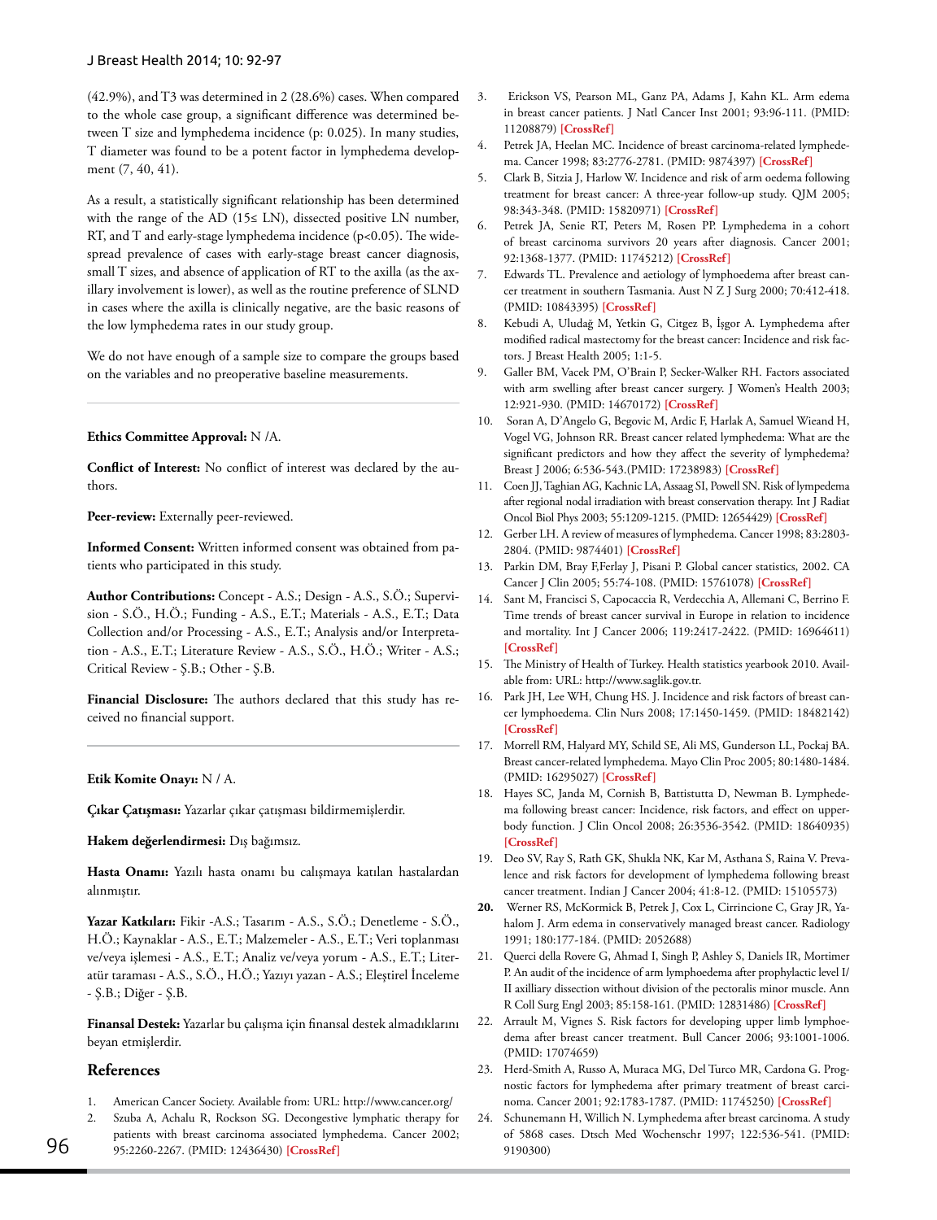(42.9%), and T3 was determined in 2 (28.6%) cases. When compared to the whole case group, a significant difference was determined between T size and lymphedema incidence (p: 0.025). In many studies, T diameter was found to be a potent factor in lymphedema development (7, 40, 41).

As a result, a statistically significant relationship has been determined with the range of the AD (15≤ LN), dissected positive LN number, RT, and T and early-stage lymphedema incidence (p<0.05). The widespread prevalence of cases with early-stage breast cancer diagnosis, small T sizes, and absence of application of RT to the axilla (as the axillary involvement is lower), as well as the routine preference of SLND in cases where the axilla is clinically negative, are the basic reasons of the low lymphedema rates in our study group.

We do not have enough of a sample size to compare the groups based on the variables and no preoperative baseline measurements.

---

**Ethics Committee Approval:** N /A.

**Conflict of Interest:** No conflict of interest was declared by the authors.

**Peer-review:** Externally peer-reviewed.

**Informed Consent:** Written informed consent was obtained from patients who participated in this study.

**Author Contributions:** Concept - A.S.; Design - A.S., S.Ö.; Supervision - S.Ö., H.Ö.; Funding - A.S., E.T.; Materials - A.S., E.T.; Data Collection and/or Processing - A.S., E.T.; Analysis and/or Interpretation - A.S., E.T.; Literature Review - A.S., S.Ö., H.Ö.; Writer - A.S.; Critical Review - Ş.B.; Other - Ş.B.

**Financial Disclosure:** The authors declared that this study has received no financial support.

---

**Etik Komite Onayı:** N / A.

**Çıkar Çatışması:** Yazarlar çıkar çatışması bildirmemişlerdir.

**Hakem değerlendirmesi:** Dış bağımsız.

**Hasta Onamı:** Yazılı hasta onamı bu calışmaya katılan hastalardan alınmıştır.

**Yazar Katkıları:** Fikir -A.S.; Tasarım - A.S., S.Ö.; Denetleme - S.Ö., H.Ö.; Kaynaklar - A.S., E.T.; Malzemeler - A.S., E.T.; Veri toplanması ve/veya işlemesi - A.S., E.T.; Analiz ve/veya yorum - A.S., E.T.; Literatür taraması - A.S., S.Ö., H.Ö.; Yazıyı yazan - A.S.; Eleştirel İnceleme - Ş.B.; Diğer - Ş.B.

**Finansal Destek:** Yazarlar bu çalışma için finansal destek almadıklarını beyan etmişlerdir.

## References

1. American Cancer Society. Available from: URL: http://www.cancer.org/
2. Szuba A, Achalu R, Rockson SG. Decongestive lymphatic therapy for patients with breast carcinoma associated lymphedema. Cancer 2002; 95:2260-2267. (PMID: 12436430) [CrossRef]
3. Erickson VS, Pearson ML, Ganz PA, Adams J, Kahn KL. Arm edema in breast cancer patients. J Natl Cancer Inst 2001; 93:96-111. (PMID: 11208879) [CrossRef]
4. Petrek JA, Heelan MC. Incidence of breast carcinoma-related lymphedema. Cancer 1998; 83:2776-2781. (PMID: 9874397) [CrossRef]
5. Clark B, Sitzia J, Harlow W. Incidence and risk of arm oedema following treatment for breast cancer: A three-year follow-up study. QJM 2005; 98:343-348. (PMID: 15820971) [CrossRef]
6. Petrek JA, Senie RT, Peters M, Rosen PP. Lymphedema in a cohort of breast carcinoma survivors 20 years after diagnosis. Cancer 2001; 92:1368-1377. (PMID: 11745212) [CrossRef]
7. Edwards TL. Prevalence and aetiology of lymphoedema after breast cancer treatment in southern Tasmania. Aust N Z J Surg 2000; 70:412-418. (PMID: 10843395) [CrossRef]
8. Kebudi A, Uludağ M, Yetkin G, Citgez B, İşgor A. Lymphedema after modified radical mastectomy for the breast cancer: Incidence and risk factors. J Breast Health 2005; 1:1-5.
9. Galler BM, Vacek PM, O'Brain P, Secker-Walker RH. Factors associated with arm swelling after breast cancer surgery. J Women's Health 2003; 12:921-930. (PMID: 14670172) [CrossRef]
10. Soran A, D'Angelo G, Begovic M, Ardic F, Harlak A, Samuel Wieand H, Vogel VG, Johnson RR. Breast cancer related lymphedema: What are the significant predictors and how they affect the severity of lymphedema? Breast J 2006; 6:536-543.(PMID: 17238983) [CrossRef]
11. Coen JJ, Taghian AG, Kachnic LA, Assaag SI, Powell SN. Risk of lympedema after regional nodal irradiation with breast conservation therapy. Int J Radiat Oncol Biol Phys 2003; 55:1209-1215. (PMID: 12654429) [CrossRef]
12. Gerber LH. A review of measures of lymphedema. Cancer 1998; 83:2803-2804. (PMID: 9874401) [CrossRef]
13. Parkin DM, Bray F,Ferlay J, Pisani P. Global cancer statistics, 2002. CA Cancer J Clin 2005; 55:74-108. (PMID: 15761078) [CrossRef]
14. Sant M, Francisci S, Capocaccia R, Verdecchia A, Allemani C, Berrino F. Time trends of breast cancer survival in Europe in relation to incidence and mortality. Int J Cancer 2006; 119:2417-2422. (PMID: 16964611) [CrossRef]
15. The Ministry of Health of Turkey. Health statistics yearbook 2010. Available from: URL: http://www.saglik.gov.tr.
16. Park JH, Lee WH, Chung HS. J. Incidence and risk factors of breast cancer lymphoedema. Clin Nurs 2008; 17:1450-1459. (PMID: 18482142) [CrossRef]
17. Morrell RM, Halyard MY, Schild SE, Ali MS, Gunderson LL, Pockaj BA. Breast cancer-related lymphedema. Mayo Clin Proc 2005; 80:1480-1484. (PMID: 16295027) [CrossRef]
18. Hayes SC, Janda M, Cornish B, Battistutta D, Newman B. Lymphedema following breast cancer: Incidence, risk factors, and effect on upper-body function. J Clin Oncol 2008; 26:3536-3542. (PMID: 18640935) [CrossRef]
19. Deo SV, Ray S, Rath GK, Shukla NK, Kar M, Asthana S, Raina V. Prevalence and risk factors for development of lymphedema following breast cancer treatment. Indian J Cancer 2004; 41:8-12. (PMID: 15105573)
20. Werner RS, McKormick B, Petrek J, Cox L, Cirrincione C, Gray JR, Yahalom J. Arm edema in conservatively managed breast cancer. Radiology 1991; 180:177-184. (PMID: 2052688)
21. Querci della Rovere G, Ahmad I, Singh P, Ashley S, Daniels IR, Mortimer P. An audit of the incidence of arm lymphoedema after prophylactic level I/II axilliary dissection without division of the pectoralis minor muscle. Ann R Coll Surg Engl 2003; 85:158-161. (PMID: 12831486) [CrossRef]
22. Arrault M, Vignes S. Risk factors for developing upper limb lymphoedema after breast cancer treatment. Bull Cancer 2006; 93:1001-1006. (PMID: 17074659)
23. Herd-Smith A, Russo A, Muraca MG, Del Turco MR, Cardona G. Prognostic factors for lymphedema after primary treatment of breast carcinoma. Cancer 2001; 92:1783-1787. (PMID: 11745250) [CrossRef]
24. Schunemann H, Willich N. Lymphedema after breast carcinoma. A study of 5868 cases. Dtsch Med Wochenschr 1997; 122:536-541. (PMID: 9190300)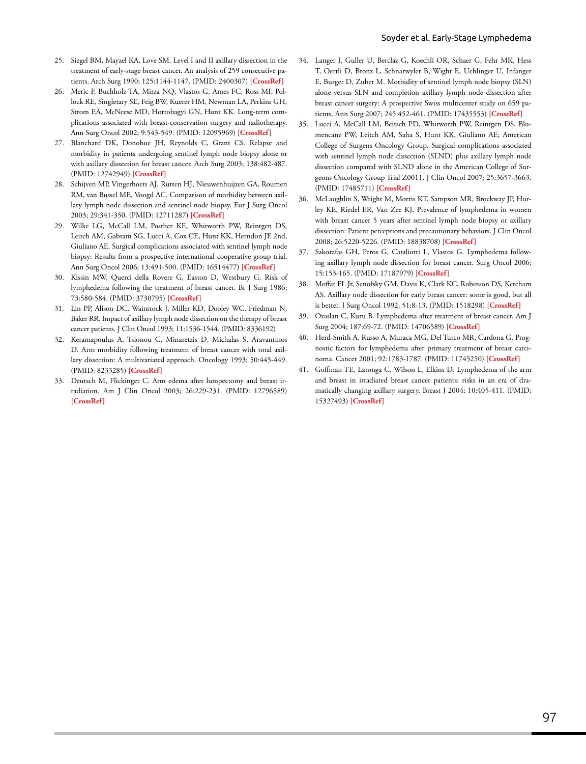25. Siegel BM, Mayzel KA, Love SM. Level I and II axillary dissection in the treatment of early-stage breast cancer. An analysis of 259 consecutive patients. Arch Surg 1990; 125:1144-1147. (PMID: 2400307) [CrossRef]
26. Meric F, Buchholz TA, Mirza NQ, Vlastos G, Ames FC, Ross MI, Pollock RE, Singletary SE, Feig BW, Kuerer HM, Newman LA, Perkins GH, Strom EA, McNeese MD, Hortobagyi GN, Hunt KK. Long-term complications associated with breast-conservation surgery and radiotherapy. Ann Surg Oncol 2002; 9:543-549. (PMID: 12095969) [CrossRef]
27. Blanchard DK, Donohue JH, Reynolds C, Grant CS. Relapse and morbidity in patients undergoing sentinel lymph node biopsy alone or with axillary dissection for breast cancer. Arch Surg 2003; 138:482-487. (PMID: 12742949) [CrossRef]
28. Schijven MP, Vingerhoets AJ, Rutten HJ, Nieuwenhuijzen GA, Roumen RM, van Bussel ME, Voogd AC. Comparison of morbidity between axillary lymph node dissection and sentinel node biopsy. Eur J Surg Oncol 2003; 29:341-350. (PMID: 12711287) [CrossRef]
29. Wilke LG, McCall LM, Posther KE, Whitworth PW, Reintgen DS, Leitch AM, Gabram SG, Lucci A, Cox CE, Hunt KK, Herndon JE 2nd, Giuliano AE. Surgical complications associated with sentinel lymph node biopsy: Results from a prospective international cooperative group trial. Ann Surg Oncol 2006; 13:491-500. (PMID: 16514477) [CrossRef]
30. Kissin MW, Querci della Rovere G, Easton D, Westbury G. Risk of lymphedema following the treatment of breast cancer. Br J Surg 1986; 73:580-584. (PMID: 3730795) [CrossRef]
31. Lin PP, Alison DC, Wainstock J, Miller KD, Dooley WC, Friedman N, Baker RR. Impact of axillary lymph node dissection on the therapy of breast cancer patients. J Clin Oncol 1993; 11:1536-1544. (PMID: 8336192)
32. Keramapoulus A, Tsionou C, Minaretzis D, Michalas S, Aravantinos D. Arm morbidity following treatment of breast cancer with total axillary dissection: A multivariated approach. Oncology 1993; 50:445-449. (PMID: 8233285) [CrossRef]
33. Deutsch M, Flickinger C. Arm edema after lumpectomy and breast irradiation. Am J Clin Oncol 2003; 26:229-231. (PMID: 12796589) [CrossRef]
34. Langer I, Guller U, Berclaz G, Koechli OR, Schaer G, Fehr MK, Hess T, Oertli D, Bronz L, Schnarwyler B, Wight E, Uehlinger U, Infanger E, Burger D, Zuber M. Morbidity of sentinel lymph node biopsy (SLN) alone versus SLN and completion axillary lymph node dissection after breast cancer surgery: A prospective Swiss multicenter study on 659 patients. Ann Surg 2007; 245:452-461. (PMID: 17435553) [CrossRef]
35. Lucci A, McCall LM, Beitsch PD, Whitworth PW, Reintgen DS, Blumencanz PW, Leitch AM, Saha S, Hunt KK, Giuliano AE; American College of Surgens Oncology Group. Surgical complications associated with sentinel lymph node dissection (SLND) plus axillary lymph node dissection compared with SLND alone in the American College of Surgeons Oncology Group Trial Z0011. J Clin Oncol 2007; 25:3657-3663. (PMID: 17485711) [CrossRef]
36. McLaughlin S, Wright M, Morris KT, Sampson MR, Brockway JP, Hurley KE, Riedel ER, Van Zee KJ. Prevalence of lymphedema in women with breast cancer 5 years after sentinel lymph node biopsy or axillary dissection: Patient perceptions and precautionary behaviors. J Clin Oncol 2008; 26:5220-5226. (PMID: 18838708) [CrossRef]
37. Sakorafas GH, Peros G, Cataliotti L, Vlastos G. Lymphedema following axillary lymph node dissection for breast cancer. Surg Oncol 2006; 15:153-165. (PMID: 17187979) [CrossRef]
38. Moffat FL Jr, Senofsky GM, Davis K, Clark KC, Robinson DS, Ketcham AS. Axillary node dissection for early breast cancer: some is good, but all is better. J Surg Oncol 1992; 51:8-13. (PMID: 1518298) [CrossRef]
39. Ozaslan C, Kuru B. Lymphedema after treatment of breast cancer. Am J Surg 2004; 187:69-72. (PMID: 14706589) [CrossRef]
40. Herd-Smith A, Russo A, Muraca MG, Del Turco MR, Cardona G. Prognostic factors for lymphedema after primary treatment of breast carcinoma. Cancer 2001; 92:1783-1787. (PMID: 11745250) [CrossRef]
41. Goffman TE, Laronga C, Wilson L, Elkins D. Lymphedema of the arm and breast in irradiated breast cancer patients: risks in an era of dramatically changing axillary surgery. Breast J 2004; 10:405-411. (PMID: 15327493) [CrossRef]